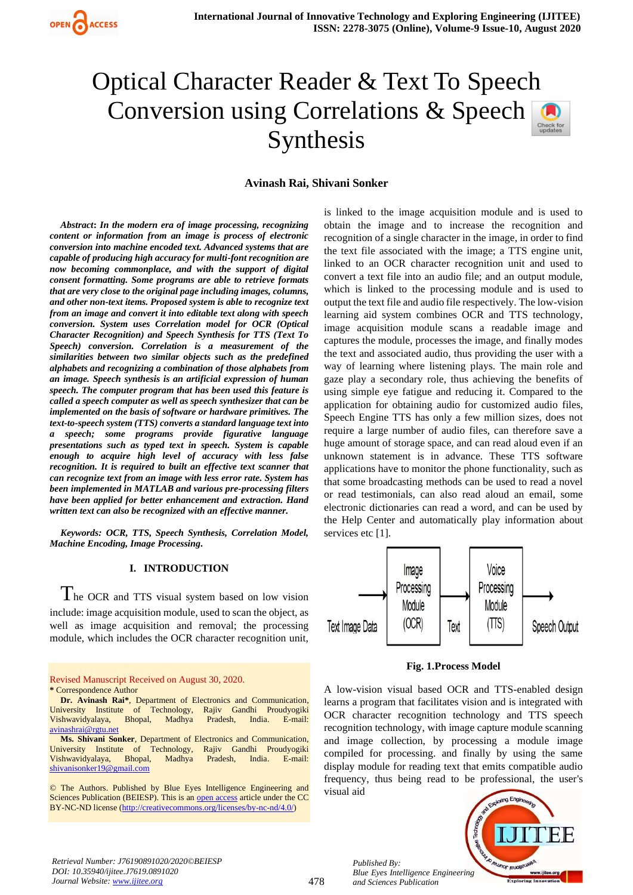# Optical Character Reader & Text To Speech Conversion using Correlations & Speech Synthesis

**Avinash Rai, Shivani Sonker**

***Abstract*: *In the modern era of image processing, recognizing content or information from an image is process of electronic conversion into machine encoded text. Advanced systems that are capable of producing high accuracy for multi-font recognition are now becoming commonplace, and with the support of digital consent formatting. Some programs are able to retrieve formats that are very close to the original page including images, columns, and other non-text items. Proposed system is able to recognize text from an image and convert it into editable text along with speech conversion. System uses Correlation model for OCR (Optical Character Recognition) and Speech Synthesis for TTS (Text To Speech) conversion. Correlation is a measurement of the similarities between two similar objects such as the predefined alphabets and recognizing a combination of those alphabets from an image. Speech synthesis is an artificial expression of human speech. The computer program that has been used this feature is called a speech computer as well as speech synthesizer that can be implemented on the basis of software or hardware primitives. The text-to-speech system (TTS) converts a standard language text into a speech; some programs provide figurative language presentations such as typed text in speech. System is capable enough to acquire high level of accuracy with less false recognition. It is required to built an effective text scanner that can recognize text from an image with less error rate. System has been implemented in MATLAB and various pre-processing filters have been applied for better enhancement and extraction. Hand written text can also be recognized with an effective manner.***

***Keywords: OCR, TTS, Speech Synthesis, Correlation Model, Machine Encoding, Image Processing.***

## I. INTRODUCTION

The OCR and TTS visual system based on low vision include: image acquisition module, used to scan the object, as well as image acquisition and removal; the processing module, which includes the OCR character recognition unit, is linked to the image acquisition module and is used to obtain the image and to increase the recognition and recognition of a single character in the image, in order to find the text file associated with the image; a TTS engine unit, linked to an OCR character recognition unit and used to convert a text file into an audio file; and an output module, which is linked to the processing module and is used to output the text file and audio file respectively. The low-vision learning aid system combines OCR and TTS technology, image acquisition module scans a readable image and captures the module, processes the image, and finally modes the text and associated audio, thus providing the user with a way of learning where listening plays. The main role and gaze play a secondary role, thus achieving the benefits of using simple eye fatigue and reducing it. Compared to the application for obtaining audio for customized audio files, Speech Engine TTS has only a few million sizes, does not require a large number of audio files, can therefore save a huge amount of storage space, and can read aloud even if an unknown statement is in advance. These TTS software applications have to monitor the phone functionality, such as that some broadcasting methods can be used to read a novel or read testimonials, can also read aloud an email, some electronic dictionaries can read a word, and can be used by the Help Center and automatically play information about services etc [1].

Text Image Data → Image Processing Module (OCR) → Text → Voice Processing Module (TTS) → Speech Output

**Fig. 1.Process Model**

A low-vision visual based OCR and TTS-enabled design learns a program that facilitates vision and is integrated with OCR character recognition technology and TTS speech recognition technology, with image capture module scanning and image collection, by processing a module image compiled for processing. and finally by using the same display module for reading text that emits compatible audio frequency, thus being read to be professional, the user's visual aid

Revised Manuscript Received on August 30, 2020.
\* Correspondence Author
**Dr. Avinash Rai\***, Department of Electronics and Communication, University Institute of Technology, Rajiv Gandhi Proudyogiki Vishwavidyalaya, Bhopal, Madhya Pradesh, India. E-mail: avinashrai@rgtu.net
**Ms. Shivani Sonker**, Department of Electronics and Communication, University Institute of Technology, Rajiv Gandhi Proudyogiki Vishwavidyalaya, Bhopal, Madhya Pradesh, India. E-mail: shivanisonker19@gmail.com

© The Authors. Published by Blue Eyes Intelligence Engineering and Sciences Publication (BEIESP). This is an open access article under the CC BY-NC-ND license (http://creativecommons.org/licenses/by-nc-nd/4.0/)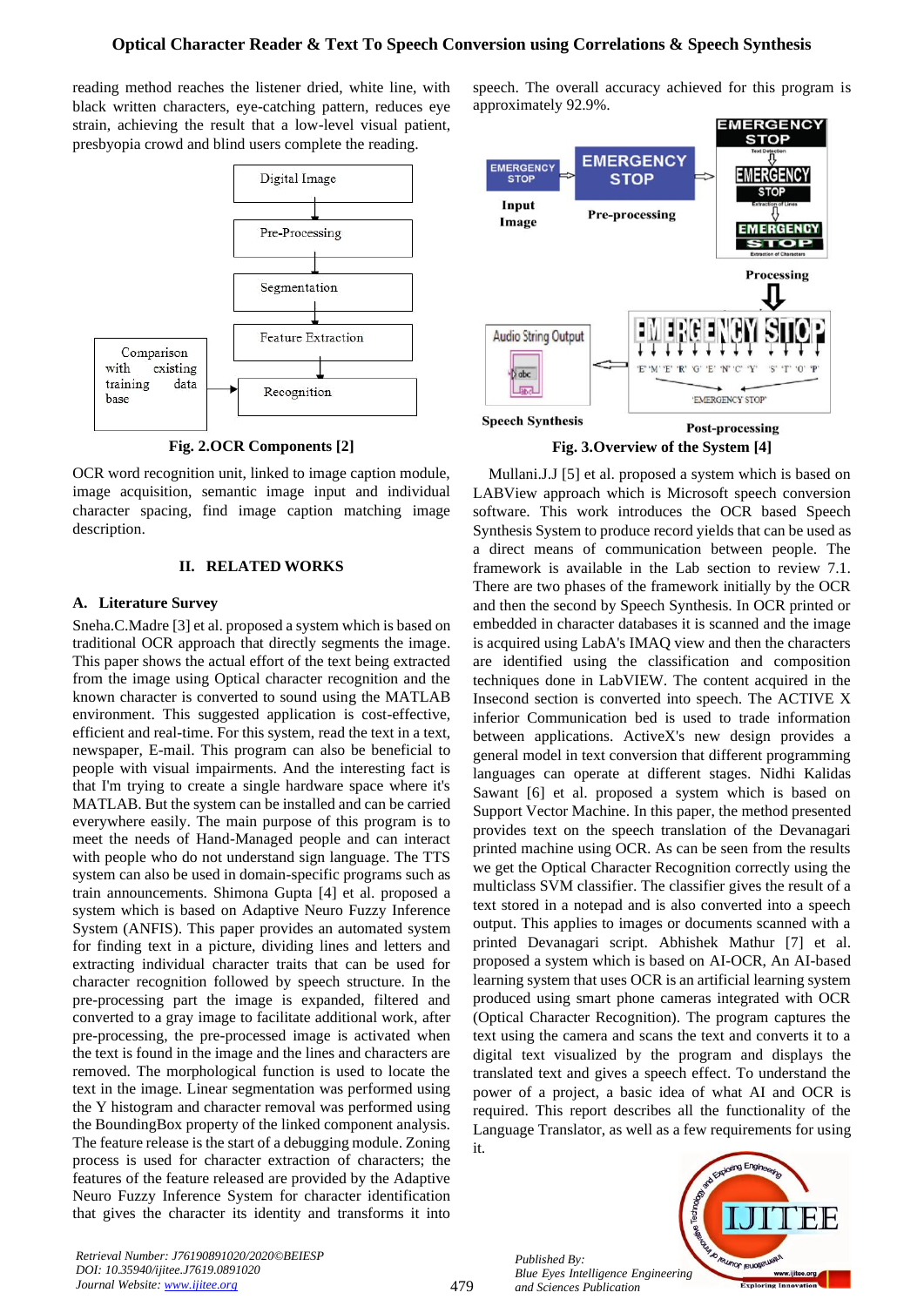reading method reaches the listener dried, white line, with black written characters, eye-catching pattern, reduces eye strain, achieving the result that a low-level visual patient, presbyopia crowd and blind users complete the reading.

Fig. 2.OCR Components [2]

OCR word recognition unit, linked to image caption module, image acquisition, semantic image input and individual character spacing, find image caption matching image description.

## II. RELATED WORKS

### A. Literature Survey

Sneha.C.Madre [3] et al. proposed a system which is based on traditional OCR approach that directly segments the image. This paper shows the actual effort of the text being extracted from the image using Optical character recognition and the known character is converted to sound using the MATLAB environment. This suggested application is cost-effective, efficient and real-time. For this system, read the text in a text, newspaper, E-mail. This program can also be beneficial to people with visual impairments. And the interesting fact is that I'm trying to create a single hardware space where it's MATLAB. But the system can be installed and can be carried everywhere easily. The main purpose of this program is to meet the needs of Hand-Managed people and can interact with people who do not understand sign language. The TTS system can also be used in domain-specific programs such as train announcements. Shimona Gupta [4] et al. proposed a system which is based on Adaptive Neuro Fuzzy Inference System (ANFIS). This paper provides an automated system for finding text in a picture, dividing lines and letters and extracting individual character traits that can be used for character recognition followed by speech structure. In the pre-processing part the image is expanded, filtered and converted to a gray image to facilitate additional work, after pre-processing, the pre-processed image is activated when the text is found in the image and the lines and characters are removed. The morphological function is used to locate the text in the image. Linear segmentation was performed using the Y histogram and character removal was performed using the BoundingBox property of the linked component analysis. The feature release is the start of a debugging module. Zoning process is used for character extraction of characters; the features of the feature released are provided by the Adaptive Neuro Fuzzy Inference System for character identification that gives the character its identity and transforms it into speech. The overall accuracy achieved for this program is approximately 92.9%.

Fig. 3.Overview of the System [4]

Mullani.J.J [5] et al. proposed a system which is based on LABView approach which is Microsoft speech conversion software. This work introduces the OCR based Speech Synthesis System to produce record yields that can be used as a direct means of communication between people. The framework is available in the Lab section to review 7.1. There are two phases of the framework initially by the OCR and then the second by Speech Synthesis. In OCR printed or embedded in character databases it is scanned and the image is acquired using LabA's IMAQ view and then the characters are identified using the classification and composition techniques done in LabVIEW. The content acquired in the Insecond section is converted into speech. The ACTIVE X inferior Communication bed is used to trade information between applications. ActiveX's new design provides a general model in text conversion that different programming languages can operate at different stages. Nidhi Kalidas Sawant [6] et al. proposed a system which is based on Support Vector Machine. In this paper, the method presented provides text on the speech translation of the Devanagari printed machine using OCR. As can be seen from the results we get the Optical Character Recognition correctly using the multiclass SVM classifier. The classifier gives the result of a text stored in a notepad and is also converted into a speech output. This applies to images or documents scanned with a printed Devanagari script. Abhishek Mathur [7] et al. proposed a system which is based on AI-OCR, An AI-based learning system that uses OCR is an artificial learning system produced using smart phone cameras integrated with OCR (Optical Character Recognition). The program captures the text using the camera and scans the text and converts it to a digital text visualized by the program and displays the translated text and gives a speech effect. To understand the power of a project, a basic idea of what AI and OCR is required. This report describes all the functionality of the Language Translator, as well as a few requirements for using it.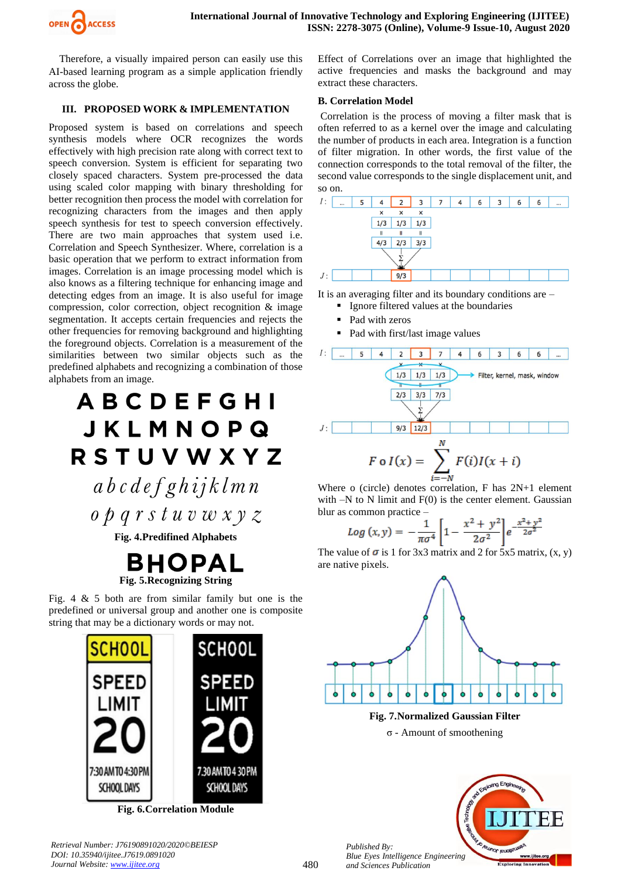Therefore, a visually impaired person can easily use this AI-based learning program as a simple application friendly across the globe.

## III. PROPOSED WORK & IMPLEMENTATION

Proposed system is based on correlations and speech synthesis models where OCR recognizes the words effectively with high precision rate along with correct text to speech conversion. System is efficient for separating two closely spaced characters. System pre-processed the data using scaled color mapping with binary thresholding for better recognition then process the model with correlation for recognizing characters from the images and then apply speech synthesis for test to speech conversion effectively. There are two main approaches that system used i.e. Correlation and Speech Synthesizer. Where, correlation is a basic operation that we perform to extract information from images. Correlation is an image processing model which is also knows as a filtering technique for enhancing image and detecting edges from an image. It is also useful for image compression, color correction, object recognition & image segmentation. It accepts certain frequencies and rejects the other frequencies for removing background and highlighting the foreground objects. Correlation is a measurement of the similarities between two similar objects such as the predefined alphabets and recognizing a combination of those alphabets from an image.

A B C D E F G H I
J K L M N O P Q
R S T U V W X Y Z
*a b c d e f g h i j k l m n*
*o p q r s t u v w x y z*

**Fig. 4.Predifined Alphabets**

BHOPAL

**Fig. 5.Recognizing String**

Fig. 4 & 5 both are from similar family but one is the predefined or universal group and another one is composite string that may be a dictionary words or may not.

**Fig. 6.Correlation Module**

Effect of Correlations over an image that highlighted the active frequencies and masks the background and may extract these characters.

### B. Correlation Model

Correlation is the process of moving a filter mask that is often referred to as a kernel over the image and calculating the number of products in each area. Integration is a function of filter migration. In other words, the first value of the connection corresponds to the total removal of the filter, the second value corresponds to the single displacement unit, and so on.

It is an averaging filter and its boundary conditions are –

- Ignore filtered values at the boundaries
- Pad with zeros
- Pad with first/last image values

$$F \circ I(x) = \sum_{i=-N}^{N} F(i) I(x+i)$$

Where o (circle) denotes correlation, F has 2N+1 element with –N to N limit and F(0) is the center element. Gaussian blur as common practice –

$$Log\,(x,y) = -\frac{1}{\pi\sigma^4}\left[1 - \frac{x^2+y^2}{2\sigma^2}\right] e^{-\frac{x^2+y^2}{2\sigma^2}}$$

The value of $\sigma$ is 1 for 3x3 matrix and 2 for 5x5 matrix, (x, y) are native pixels.

**Fig. 7.Normalized Gaussian Filter**

σ - Amount of smoothening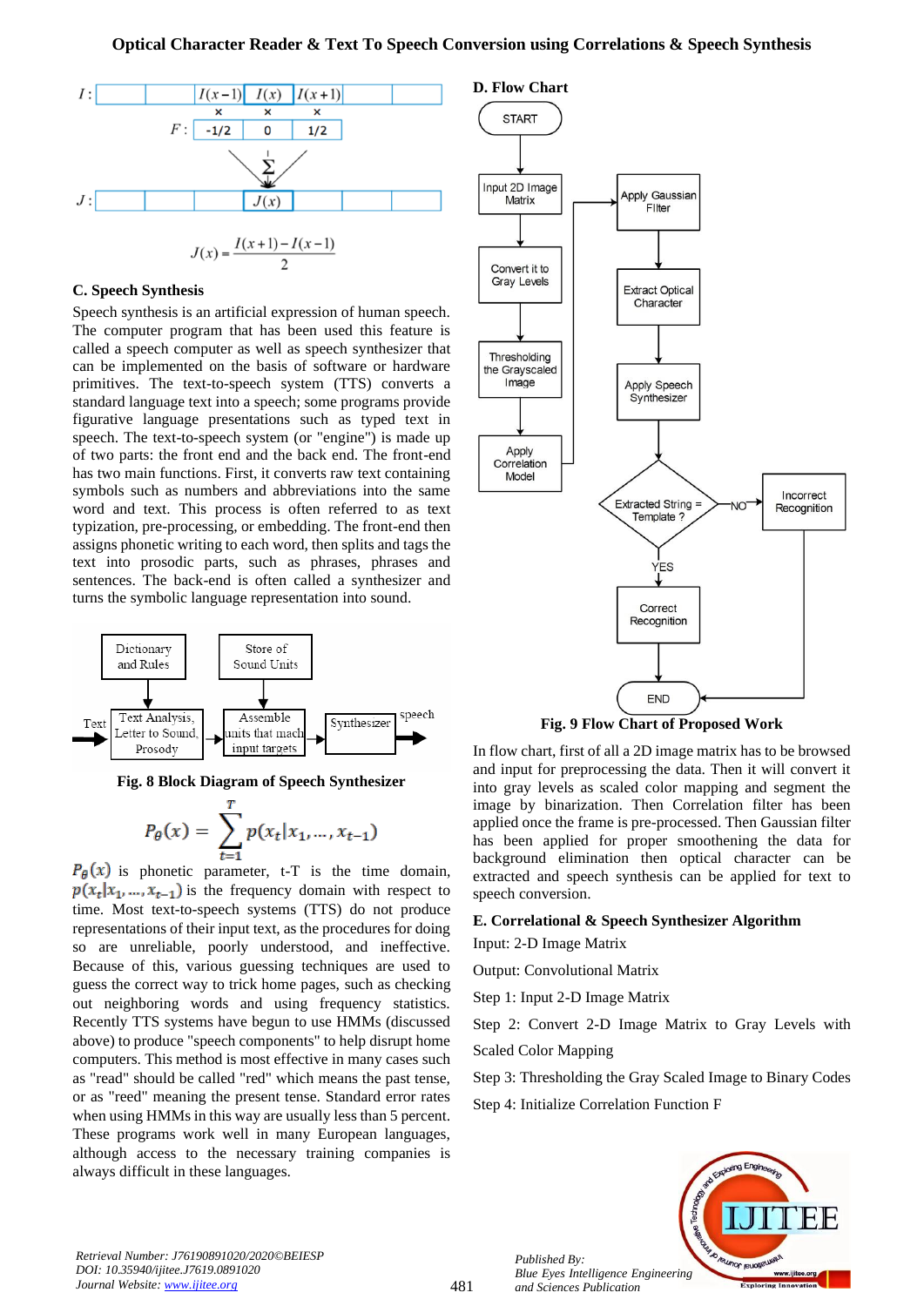$$J(x) = \frac{I(x+1) - I(x-1)}{2}$$

### C. Speech Synthesis

Speech synthesis is an artificial expression of human speech. The computer program that has been used this feature is called a speech computer as well as speech synthesizer that can be implemented on the basis of software or hardware primitives. The text-to-speech system (TTS) converts a standard language text into a speech; some programs provide figurative language presentations such as typed text in speech. The text-to-speech system (or "engine") is made up of two parts: the front end and the back end. The front-end has two main functions. First, it converts raw text containing symbols such as numbers and abbreviations into the same word and text. This process is often referred to as text typization, pre-processing, or embedding. The front-end then assigns phonetic writing to each word, then splits and tags the text into prosodic parts, such as phrases, phrases and sentences. The back-end is often called a synthesizer and turns the symbolic language representation into sound.

**Fig. 8 Block Diagram of Speech Synthesizer**

$$P_\theta(x) = \sum_{t=1}^{T} p(x_t | x_1, \ldots, x_{t-1})$$

$P_\theta(x)$ is phonetic parameter, t-T is the time domain, $p(x_t|x_1, \ldots, x_{t-1})$ is the frequency domain with respect to time. Most text-to-speech systems (TTS) do not produce representations of their input text, as the procedures for doing so are unreliable, poorly understood, and ineffective. Because of this, various guessing techniques are used to guess the correct way to trick home pages, such as checking out neighboring words and using frequency statistics. Recently TTS systems have begun to use HMMs (discussed above) to produce "speech components" to help disrupt home computers. This method is most effective in many cases such as "read" should be called "red" which means the past tense, or as "reed" meaning the present tense. Standard error rates when using HMMs in this way are usually less than 5 percent. These programs work well in many European languages, although access to the necessary training companies is always difficult in these languages.

### D. Flow Chart

**Fig. 9 Flow Chart of Proposed Work**

In flow chart, first of all a 2D image matrix has to be browsed and input for preprocessing the data. Then it will convert it into gray levels as scaled color mapping and segment the image by binarization. Then Correlation filter has been applied once the frame is pre-processed. Then Gaussian filter has been applied for proper smoothening the data for background elimination then optical character can be extracted and speech synthesis can be applied for text to speech conversion.

### E. Correlational & Speech Synthesizer Algorithm

Input: 2-D Image Matrix

Output: Convolutional Matrix

Step 1: Input 2-D Image Matrix

Step 2: Convert 2-D Image Matrix to Gray Levels with Scaled Color Mapping

Step 3: Thresholding the Gray Scaled Image to Binary Codes

Step 4: Initialize Correlation Function F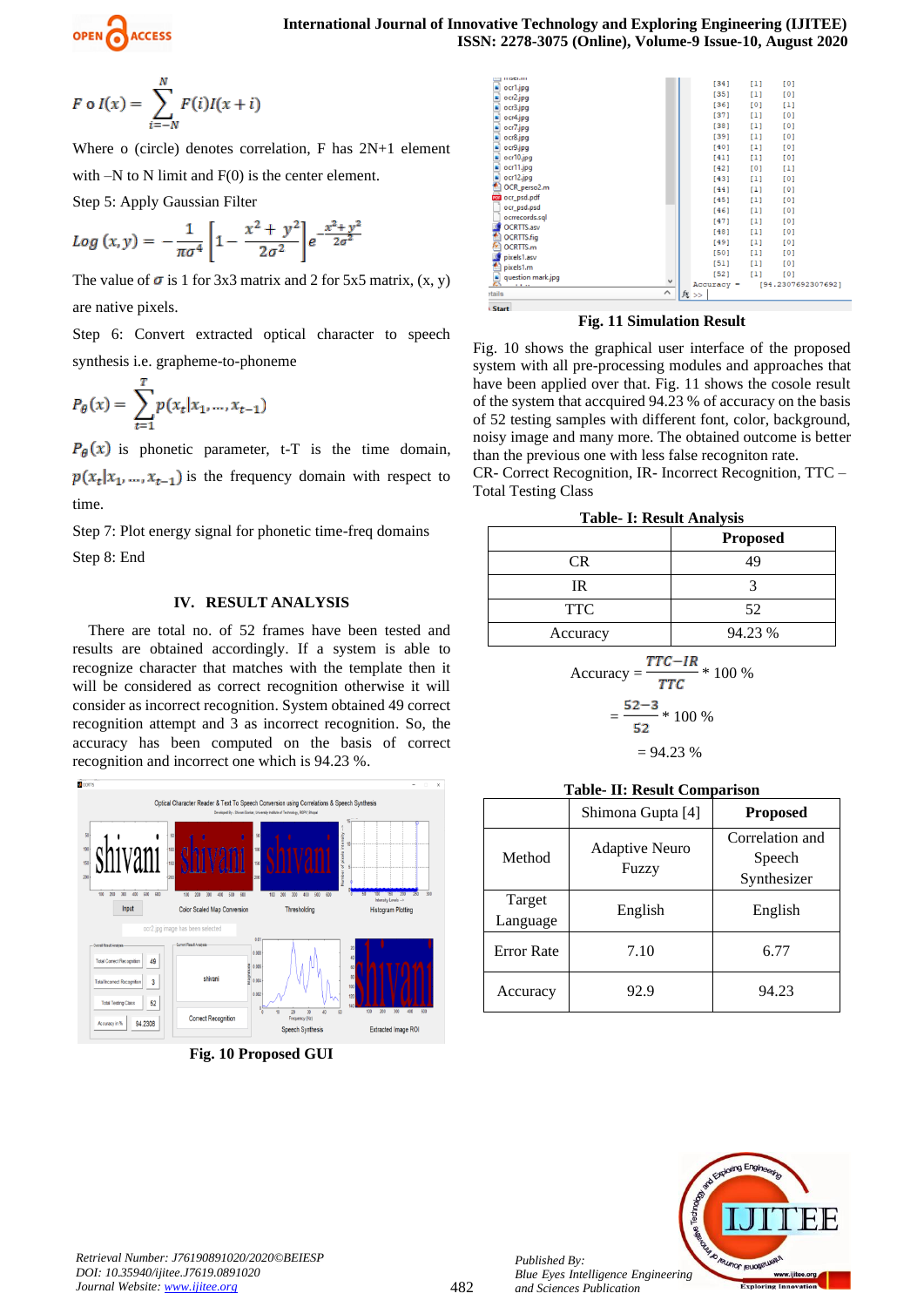$$F \circ I(x) = \sum_{i=-N}^{N} F(i)I(x+i)$$

Where o (circle) denotes correlation, F has 2N+1 element with –N to N limit and F(0) is the center element.

Step 5: Apply Gaussian Filter

$$Log\,(x,y) = -\frac{1}{\pi\sigma^4}\left[1-\frac{x^2+y^2}{2\sigma^2}\right]e^{-\frac{x^2+y^2}{2\sigma^2}}$$

The value of $\sigma$ is 1 for 3x3 matrix and 2 for 5x5 matrix, (x, y) are native pixels.

Step 6: Convert extracted optical character to speech synthesis i.e. grapheme-to-phoneme

$$P_\theta(x) = \sum_{t=1}^{T} p(x_t|x_1,\dots,x_{t-1})$$

$P_\theta(x)$ is phonetic parameter, t-T is the time domain, $p(x_t|x_1,\dots,x_{t-1})$ is the frequency domain with respect to time.

Step 7: Plot energy signal for phonetic time-freq domains

Step 8: End

## IV. RESULT ANALYSIS

There are total no. of 52 frames have been tested and results are obtained accordingly. If a system is able to recognize character that matches with the template then it will be considered as correct recognition otherwise it will consider as incorrect recognition. System obtained 49 correct recognition attempt and 3 as incorrect recognition. So, the accuracy has been computed on the basis of correct recognition and incorrect one which is 94.23 %.

**Fig. 10 Proposed GUI**

**Fig. 11 Simulation Result**

Fig. 10 shows the graphical user interface of the proposed system with all pre-processing modules and approaches that have been applied over that. Fig. 11 shows the cosole result of the system that accquired 94.23 % of accuracy on the basis of 52 testing samples with different font, color, background, noisy image and many more. The obtained outcome is better than the previous one with less false recogniton rate.

CR- Correct Recognition, IR- Incorrect Recognition, TTC – Total Testing Class

**Table- I: Result Analysis**

| | Proposed |
|---|---|
| CR | 49 |
| IR | 3 |
| TTC | 52 |
| Accuracy | 94.23 % |

$$\text{Accuracy} = \frac{TTC-IR}{TTC} * 100\ \%$$

$$= \frac{52-3}{52} * 100\ \%$$

$$= 94.23\ \%$$

**Table- II: Result Comparison**

| | Shimona Gupta [4] | Proposed |
|---|---|---|
| Method | Adaptive Neuro Fuzzy | Correlation and Speech Synthesizer |
| Target Language | English | English |
| Error Rate | 7.10 | 6.77 |
| Accuracy | 92.9 | 94.23 |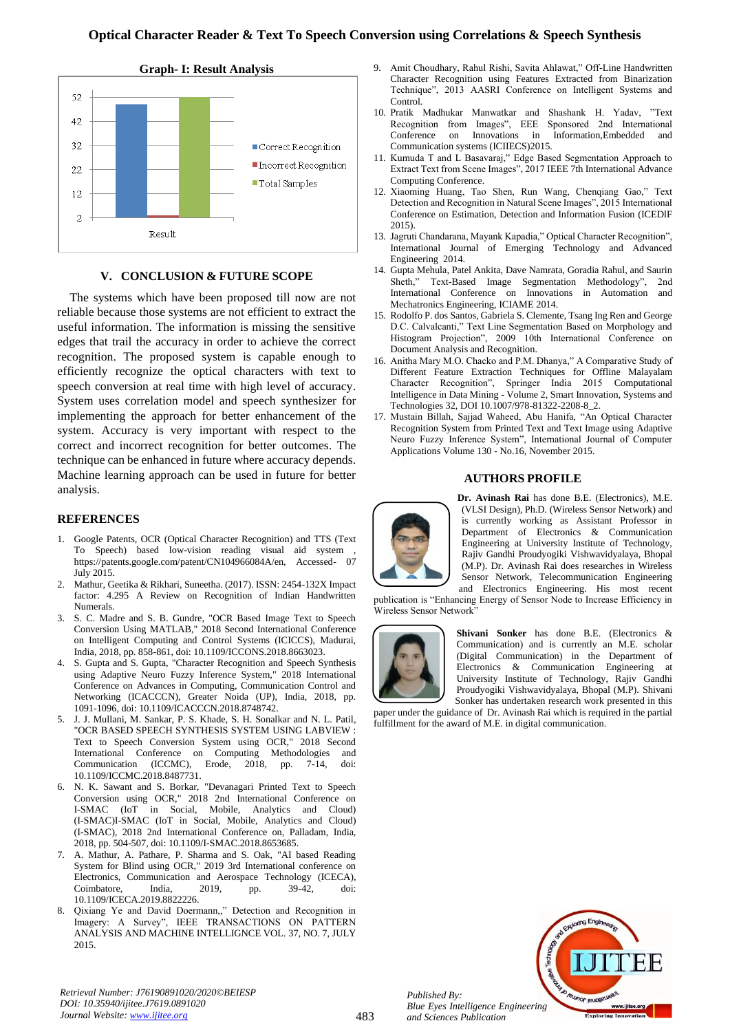**Graph- I: Result Analysis**

52
42
32
22
12
2
Result
Correct Recognition
Incorrect Recognition
Total Samples

## V. CONCLUSION & FUTURE SCOPE

The systems which have been proposed till now are not reliable because those systems are not efficient to extract the useful information. The information is missing the sensitive edges that trail the accuracy in order to achieve the correct recognition. The proposed system is capable enough to efficiently recognize the optical characters with text to speech conversion at real time with high level of accuracy. System uses correlation model and speech synthesizer for implementing the approach for better enhancement of the system. Accuracy is very important with respect to the correct and incorrect recognition for better outcomes. The technique can be enhanced in future where accuracy depends. Machine learning approach can be used in future for better analysis.

## REFERENCES

1. Google Patents, OCR (Optical Character Recognition) and TTS (Text To Speech) based low-vision reading visual aid system , https://patents.google.com/patent/CN104966084A/en, Accessed- 07 July 2015.
2. Mathur, Geetika & Rikhari, Suneetha. (2017). ISSN: 2454-132X Impact factor: 4.295 A Review on Recognition of Indian Handwritten Numerals.
3. S. C. Madre and S. B. Gundre, "OCR Based Image Text to Speech Conversion Using MATLAB," 2018 Second International Conference on Intelligent Computing and Control Systems (ICICCS), Madurai, India, 2018, pp. 858-861, doi: 10.1109/ICCONS.2018.8663023.
4. S. Gupta and S. Gupta, "Character Recognition and Speech Synthesis using Adaptive Neuro Fuzzy Inference System," 2018 International Conference on Advances in Computing, Communication Control and Networking (ICACCCN), Greater Noida (UP), India, 2018, pp. 1091-1096, doi: 10.1109/ICACCCN.2018.8748742.
5. J. J. Mullani, M. Sankar, P. S. Khade, S. H. Sonalkar and N. L. Patil, "OCR BASED SPEECH SYNTHESIS SYSTEM USING LABVIEW : Text to Speech Conversion System using OCR," 2018 Second International Conference on Computing Methodologies and Communication (ICCMC), Erode, 2018, pp. 7-14, doi: 10.1109/ICCMC.2018.8487731.
6. N. K. Sawant and S. Borkar, "Devanagari Printed Text to Speech Conversion using OCR," 2018 2nd International Conference on I-SMAC (IoT in Social, Mobile, Analytics and Cloud) (I-SMAC)I-SMAC (IoT in Social, Mobile, Analytics and Cloud) (I-SMAC), 2018 2nd International Conference on, Palladam, India, 2018, pp. 504-507, doi: 10.1109/I-SMAC.2018.8653685.
7. A. Mathur, A. Pathare, P. Sharma and S. Oak, "AI based Reading System for Blind using OCR," 2019 3rd International conference on Electronics, Communication and Aerospace Technology (ICECA), Coimbatore, India, 2019, pp. 39-42, doi: 10.1109/ICECA.2019.8822226.
8. Qixiang Ye and David Doermann,," Detection and Recognition in Imagery: A Survey", IEEE TRANSACTIONS ON PATTERN ANALYSIS AND MACHINE INTELLIGNCE VOL. 37, NO. 7, JULY 2015.
9. Amit Choudhary, Rahul Rishi, Savita Ahlawat," Off-Line Handwritten Character Recognition using Features Extracted from Binarization Technique", 2013 AASRI Conference on Intelligent Systems and Control.
10. Pratik Madhukar Manwatkar and Shashank H. Yadav, "Text Recognition from Images", EEE Sponsored 2nd International Conference on Innovations in Information,Embedded and Communication systems (ICIIECS)2015.
11. Kumuda T and L Basavaraj," Edge Based Segmentation Approach to Extract Text from Scene Images", 2017 IEEE 7th International Advance Computing Conference.
12. Xiaoming Huang, Tao Shen, Run Wang, Chenqiang Gao," Text Detection and Recognition in Natural Scene Images", 2015 International Conference on Estimation, Detection and Information Fusion (ICEDIF 2015).
13. Jagruti Chandarana, Mayank Kapadia," Optical Character Recognition", International Journal of Emerging Technology and Advanced Engineering 2014.
14. Gupta Mehula, Patel Ankita, Dave Namrata, Goradia Rahul, and Saurin Sheth," Text-Based Image Segmentation Methodology", 2nd International Conference on Innovations in Automation and Mechatronics Engineering, ICIAME 2014.
15. Rodolfo P. dos Santos, Gabriela S. Clemente, Tsang Ing Ren and George D.C. Calvalcanti," Text Line Segmentation Based on Morphology and Histogram Projection", 2009 10th International Conference on Document Analysis and Recognition.
16. Anitha Mary M.O. Chacko and P.M. Dhanya," A Comparative Study of Different Feature Extraction Techniques for Offline Malayalam Character Recognition", Springer India 2015 Computational Intelligence in Data Mining - Volume 2, Smart Innovation, Systems and Technologies 32, DOI 10.1007/978-81322-2208-8_2.
17. Mustain Billah, Sajjad Waheed, Abu Hanifa, "An Optical Character Recognition System from Printed Text and Text Image using Adaptive Neuro Fuzzy Inference System", International Journal of Computer Applications Volume 130 - No.16, November 2015.

## AUTHORS PROFILE

**Dr. Avinash Rai** has done B.E. (Electronics), M.E. (VLSI Design), Ph.D. (Wireless Sensor Network) and is currently working as Assistant Professor in Department of Electronics & Communication Engineering at University Institute of Technology, Rajiv Gandhi Proudyogiki Vishwavidyalaya, Bhopal (M.P). Dr. Avinash Rai does researches in Wireless Sensor Network, Telecommunication Engineering and Electronics Engineering. His most recent publication is "Enhancing Energy of Sensor Node to Increase Efficiency in Wireless Sensor Network"

**Shivani Sonker** has done B.E. (Electronics & Communication) and is currently an M.E. scholar (Digital Communication) in the Department of Electronics & Communication Engineering at University Institute of Technology, Rajiv Gandhi Proudyogiki Vishwavidyalaya, Bhopal (M.P). Shivani Sonker has undertaken research work presented in this paper under the guidance of Dr. Avinash Rai which is required in the partial fulfillment for the award of M.E. in digital communication.